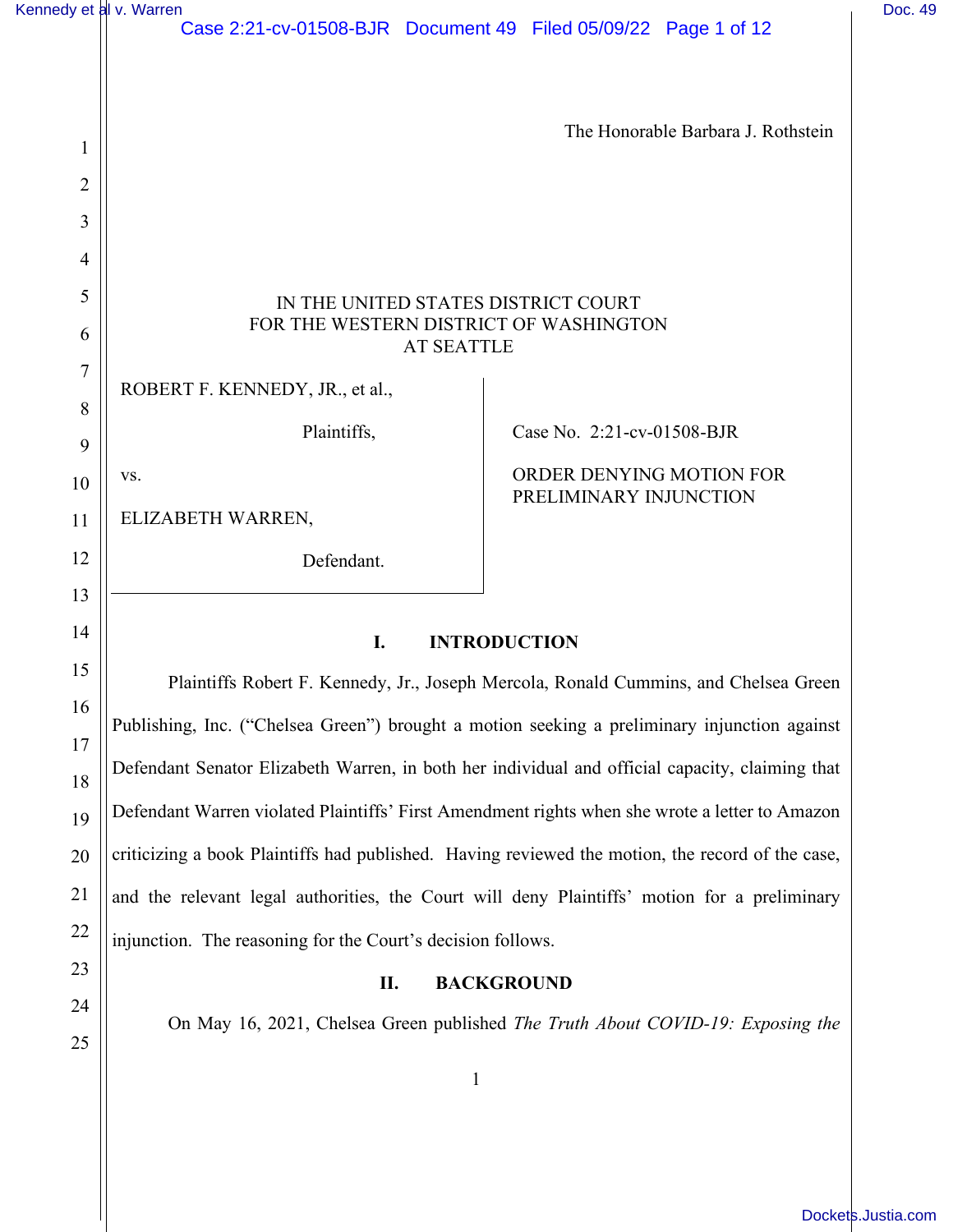The Honorable Barbara J. Rothstein

IN THE UNITED STATES DISTRICT COURT
FOR THE WESTERN DISTRICT OF WASHINGTON
AT SEATTLE

ROBERT F. KENNEDY, JR., et al.,

Plaintiffs,

vs.

ELIZABETH WARREN,

Defendant.

Case No. 2:21-cv-01508-BJR

ORDER DENYING MOTION FOR PRELIMINARY INJUNCTION

## I. INTRODUCTION

Plaintiffs Robert F. Kennedy, Jr., Joseph Mercola, Ronald Cummins, and Chelsea Green Publishing, Inc. ("Chelsea Green") brought a motion seeking a preliminary injunction against Defendant Senator Elizabeth Warren, in both her individual and official capacity, claiming that Defendant Warren violated Plaintiffs' First Amendment rights when she wrote a letter to Amazon criticizing a book Plaintiffs had published. Having reviewed the motion, the record of the case, and the relevant legal authorities, the Court will deny Plaintiffs' motion for a preliminary injunction. The reasoning for the Court's decision follows.

## II. BACKGROUND

On May 16, 2021, Chelsea Green published *The Truth About COVID-19: Exposing the*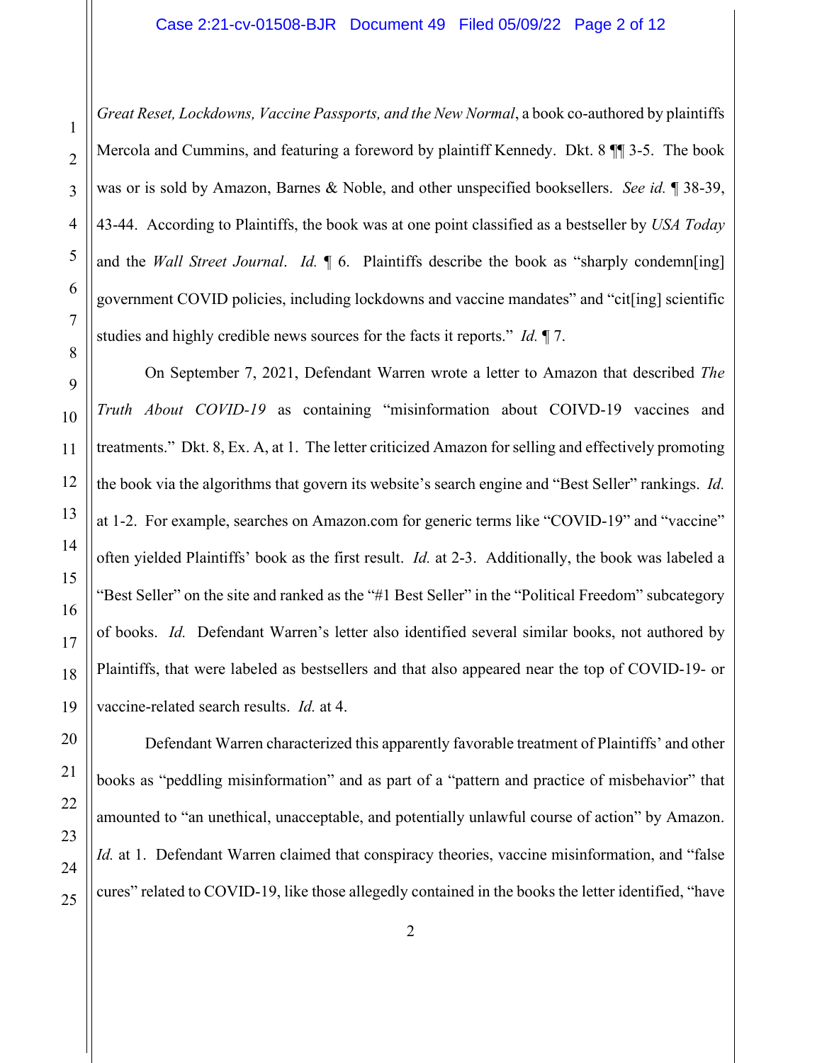*Great Reset, Lockdowns, Vaccine Passports, and the New Normal*, a book co-authored by plaintiffs Mercola and Cummins, and featuring a foreword by plaintiff Kennedy. Dkt. 8 ¶¶ 3-5. The book was or is sold by Amazon, Barnes & Noble, and other unspecified booksellers. *See id.* ¶ 38-39, 43-44. According to Plaintiffs, the book was at one point classified as a bestseller by *USA Today* and the *Wall Street Journal*. *Id.* ¶ 6. Plaintiffs describe the book as "sharply condemn[ing] government COVID policies, including lockdowns and vaccine mandates" and "cit[ing] scientific studies and highly credible news sources for the facts it reports." *Id.* ¶ 7.

On September 7, 2021, Defendant Warren wrote a letter to Amazon that described *The Truth About COVID-19* as containing "misinformation about COIVD-19 vaccines and treatments." Dkt. 8, Ex. A, at 1. The letter criticized Amazon for selling and effectively promoting the book via the algorithms that govern its website's search engine and "Best Seller" rankings. *Id.* at 1-2. For example, searches on Amazon.com for generic terms like "COVID-19" and "vaccine" often yielded Plaintiffs' book as the first result. *Id.* at 2-3. Additionally, the book was labeled a "Best Seller" on the site and ranked as the "#1 Best Seller" in the "Political Freedom" subcategory of books. *Id.* Defendant Warren's letter also identified several similar books, not authored by Plaintiffs, that were labeled as bestsellers and that also appeared near the top of COVID-19- or vaccine-related search results. *Id.* at 4.

Defendant Warren characterized this apparently favorable treatment of Plaintiffs' and other books as "peddling misinformation" and as part of a "pattern and practice of misbehavior" that amounted to "an unethical, unacceptable, and potentially unlawful course of action" by Amazon. *Id.* at 1. Defendant Warren claimed that conspiracy theories, vaccine misinformation, and "false cures" related to COVID-19, like those allegedly contained in the books the letter identified, "have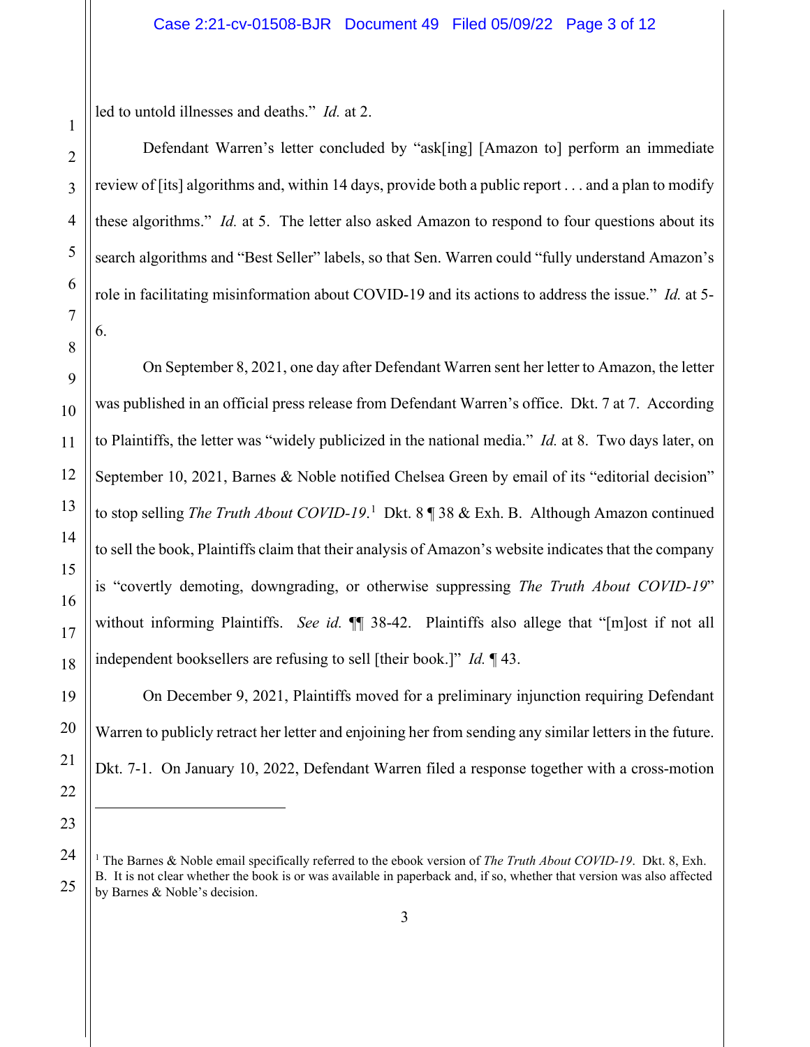led to untold illnesses and deaths." *Id.* at 2.

Defendant Warren's letter concluded by "ask[ing] [Amazon to] perform an immediate review of [its] algorithms and, within 14 days, provide both a public report . . . and a plan to modify these algorithms." *Id.* at 5. The letter also asked Amazon to respond to four questions about its search algorithms and "Best Seller" labels, so that Sen. Warren could "fully understand Amazon's role in facilitating misinformation about COVID-19 and its actions to address the issue." *Id.* at 5-6.

On September 8, 2021, one day after Defendant Warren sent her letter to Amazon, the letter was published in an official press release from Defendant Warren's office. Dkt. 7 at 7. According to Plaintiffs, the letter was "widely publicized in the national media." *Id.* at 8. Two days later, on September 10, 2021, Barnes & Noble notified Chelsea Green by email of its "editorial decision" to stop selling *The Truth About COVID-19*.[1] Dkt. 8 ¶ 38 & Exh. B. Although Amazon continued to sell the book, Plaintiffs claim that their analysis of Amazon's website indicates that the company is "covertly demoting, downgrading, or otherwise suppressing *The Truth About COVID-19*" without informing Plaintiffs. *See id.* ¶¶ 38-42. Plaintiffs also allege that "[m]ost if not all independent booksellers are refusing to sell [their book.]" *Id.* ¶ 43.

On December 9, 2021, Plaintiffs moved for a preliminary injunction requiring Defendant Warren to publicly retract her letter and enjoining her from sending any similar letters in the future. Dkt. 7-1. On January 10, 2022, Defendant Warren filed a response together with a cross-motion

---

[1] The Barnes & Noble email specifically referred to the ebook version of *The Truth About COVID-19*. Dkt. 8, Exh. B. It is not clear whether the book is or was available in paperback and, if so, whether that version was also affected by Barnes & Noble's decision.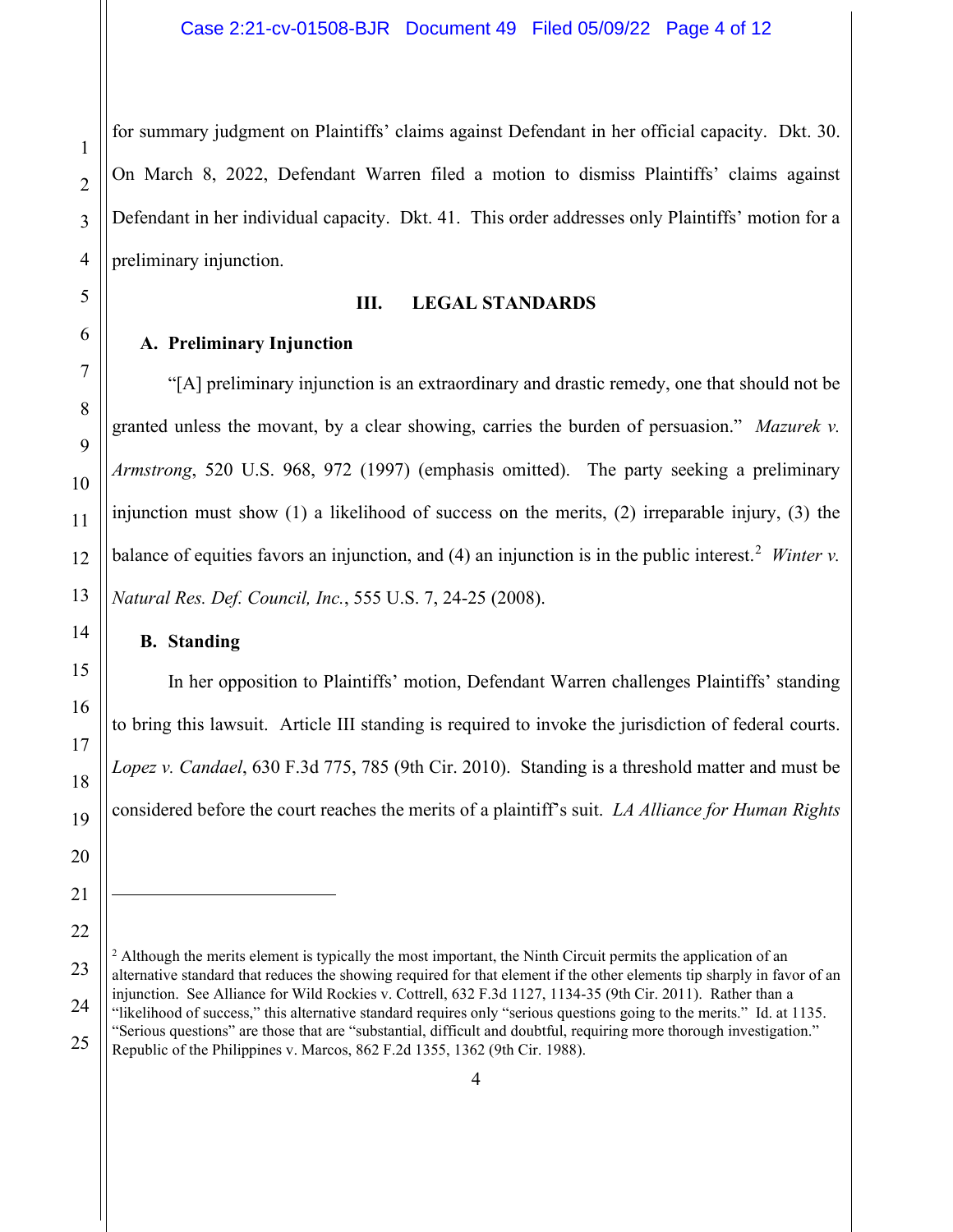for summary judgment on Plaintiffs' claims against Defendant in her official capacity. Dkt. 30. On March 8, 2022, Defendant Warren filed a motion to dismiss Plaintiffs' claims against Defendant in her individual capacity. Dkt. 41. This order addresses only Plaintiffs' motion for a preliminary injunction.

## III. LEGAL STANDARDS

### A. Preliminary Injunction

"[A] preliminary injunction is an extraordinary and drastic remedy, one that should not be granted unless the movant, by a clear showing, carries the burden of persuasion." *Mazurek v. Armstrong*, 520 U.S. 968, 972 (1997) (emphasis omitted). The party seeking a preliminary injunction must show (1) a likelihood of success on the merits, (2) irreparable injury, (3) the balance of equities favors an injunction, and (4) an injunction is in the public interest.[2] *Winter v. Natural Res. Def. Council, Inc.*, 555 U.S. 7, 24-25 (2008).

### B. Standing

In her opposition to Plaintiffs' motion, Defendant Warren challenges Plaintiffs' standing to bring this lawsuit. Article III standing is required to invoke the jurisdiction of federal courts. *Lopez v. Candael*, 630 F.3d 775, 785 (9th Cir. 2010). Standing is a threshold matter and must be considered before the court reaches the merits of a plaintiff's suit. *LA Alliance for Human Rights*

---

[2] Although the merits element is typically the most important, the Ninth Circuit permits the application of an alternative standard that reduces the showing required for that element if the other elements tip sharply in favor of an injunction. See Alliance for Wild Rockies v. Cottrell, 632 F.3d 1127, 1134-35 (9th Cir. 2011). Rather than a "likelihood of success," this alternative standard requires only "serious questions going to the merits." Id. at 1135. "Serious questions" are those that are "substantial, difficult and doubtful, requiring more thorough investigation." Republic of the Philippines v. Marcos, 862 F.2d 1355, 1362 (9th Cir. 1988).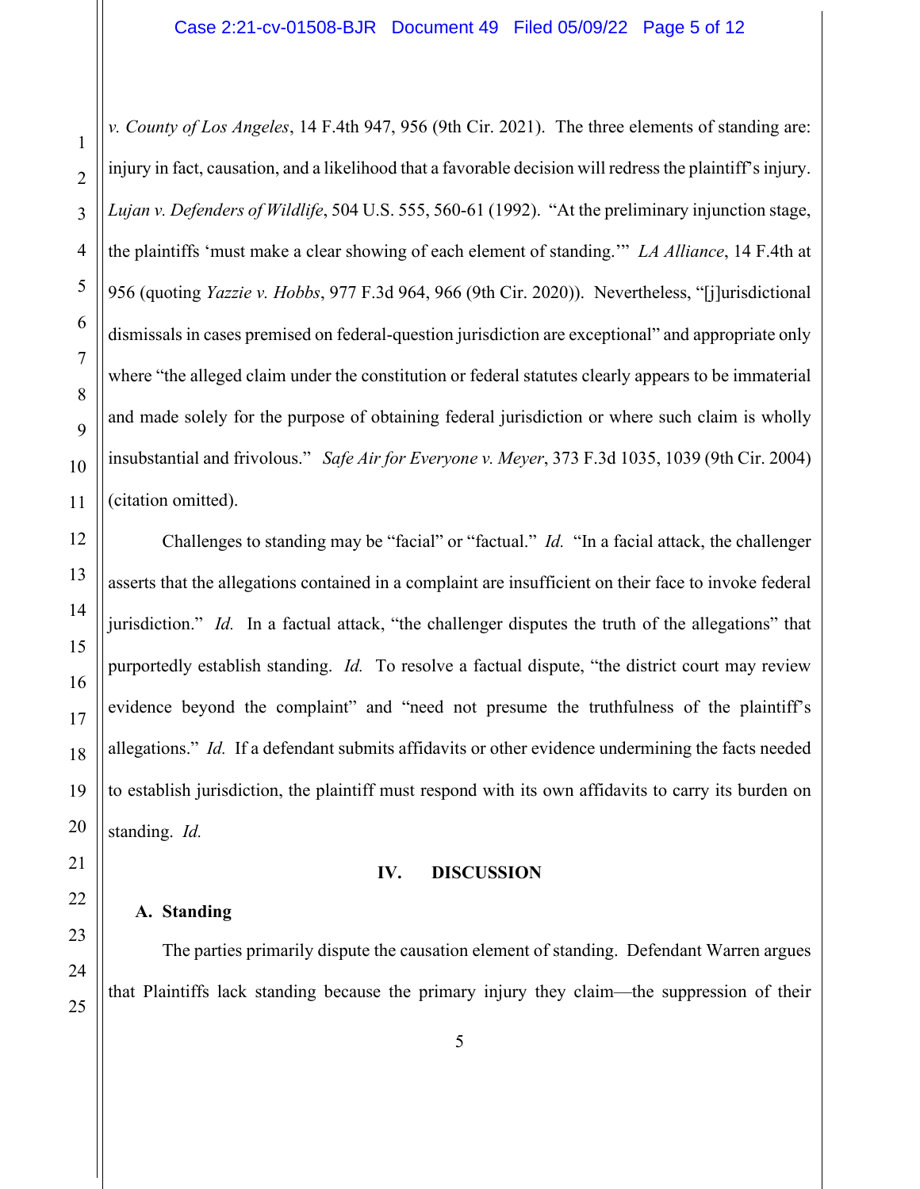*v. County of Los Angeles*, 14 F.4th 947, 956 (9th Cir. 2021). The three elements of standing are: injury in fact, causation, and a likelihood that a favorable decision will redress the plaintiff's injury. *Lujan v. Defenders of Wildlife*, 504 U.S. 555, 560-61 (1992). "At the preliminary injunction stage, the plaintiffs 'must make a clear showing of each element of standing.'" *LA Alliance*, 14 F.4th at 956 (quoting *Yazzie v. Hobbs*, 977 F.3d 964, 966 (9th Cir. 2020)). Nevertheless, "[j]urisdictional dismissals in cases premised on federal-question jurisdiction are exceptional" and appropriate only where "the alleged claim under the constitution or federal statutes clearly appears to be immaterial and made solely for the purpose of obtaining federal jurisdiction or where such claim is wholly insubstantial and frivolous." *Safe Air for Everyone v. Meyer*, 373 F.3d 1035, 1039 (9th Cir. 2004) (citation omitted).

Challenges to standing may be "facial" or "factual." *Id.* "In a facial attack, the challenger asserts that the allegations contained in a complaint are insufficient on their face to invoke federal jurisdiction." *Id.* In a factual attack, "the challenger disputes the truth of the allegations" that purportedly establish standing. *Id.* To resolve a factual dispute, "the district court may review evidence beyond the complaint" and "need not presume the truthfulness of the plaintiff's allegations." *Id.* If a defendant submits affidavits or other evidence undermining the facts needed to establish jurisdiction, the plaintiff must respond with its own affidavits to carry its burden on standing. *Id.*

## IV. DISCUSSION

### A. Standing

The parties primarily dispute the causation element of standing. Defendant Warren argues that Plaintiffs lack standing because the primary injury they claim—the suppression of their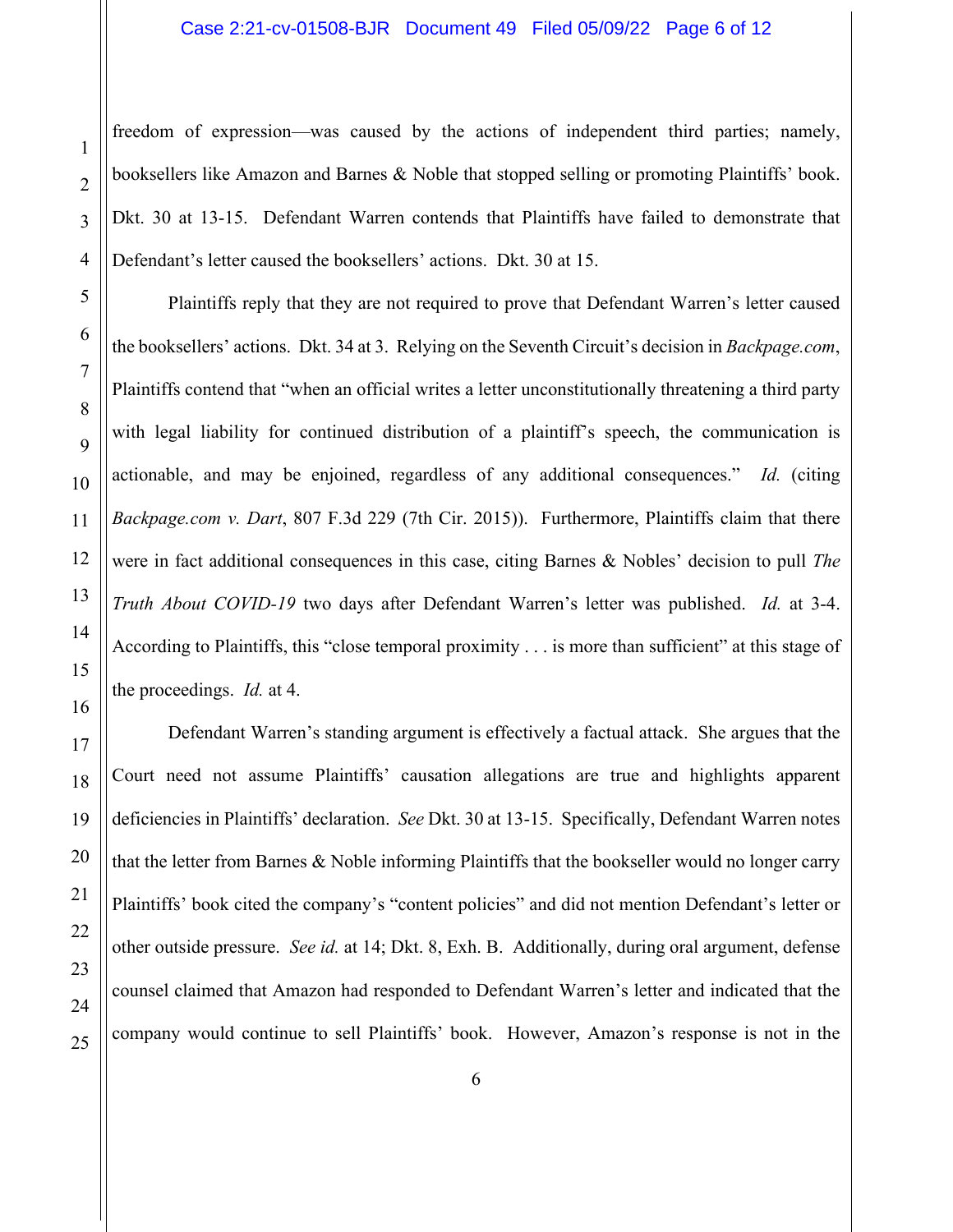freedom of expression—was caused by the actions of independent third parties; namely, booksellers like Amazon and Barnes & Noble that stopped selling or promoting Plaintiffs' book. Dkt. 30 at 13-15. Defendant Warren contends that Plaintiffs have failed to demonstrate that Defendant's letter caused the booksellers' actions. Dkt. 30 at 15.

Plaintiffs reply that they are not required to prove that Defendant Warren's letter caused the booksellers' actions. Dkt. 34 at 3. Relying on the Seventh Circuit's decision in *Backpage.com*, Plaintiffs contend that "when an official writes a letter unconstitutionally threatening a third party with legal liability for continued distribution of a plaintiff's speech, the communication is actionable, and may be enjoined, regardless of any additional consequences." *Id.* (citing *Backpage.com v. Dart*, 807 F.3d 229 (7th Cir. 2015)). Furthermore, Plaintiffs claim that there were in fact additional consequences in this case, citing Barnes & Nobles' decision to pull *The Truth About COVID-19* two days after Defendant Warren's letter was published. *Id.* at 3-4. According to Plaintiffs, this "close temporal proximity . . . is more than sufficient" at this stage of the proceedings. *Id.* at 4.

Defendant Warren's standing argument is effectively a factual attack. She argues that the Court need not assume Plaintiffs' causation allegations are true and highlights apparent deficiencies in Plaintiffs' declaration. *See* Dkt. 30 at 13-15. Specifically, Defendant Warren notes that the letter from Barnes & Noble informing Plaintiffs that the bookseller would no longer carry Plaintiffs' book cited the company's "content policies" and did not mention Defendant's letter or other outside pressure. *See id.* at 14; Dkt. 8, Exh. B. Additionally, during oral argument, defense counsel claimed that Amazon had responded to Defendant Warren's letter and indicated that the company would continue to sell Plaintiffs' book. However, Amazon's response is not in the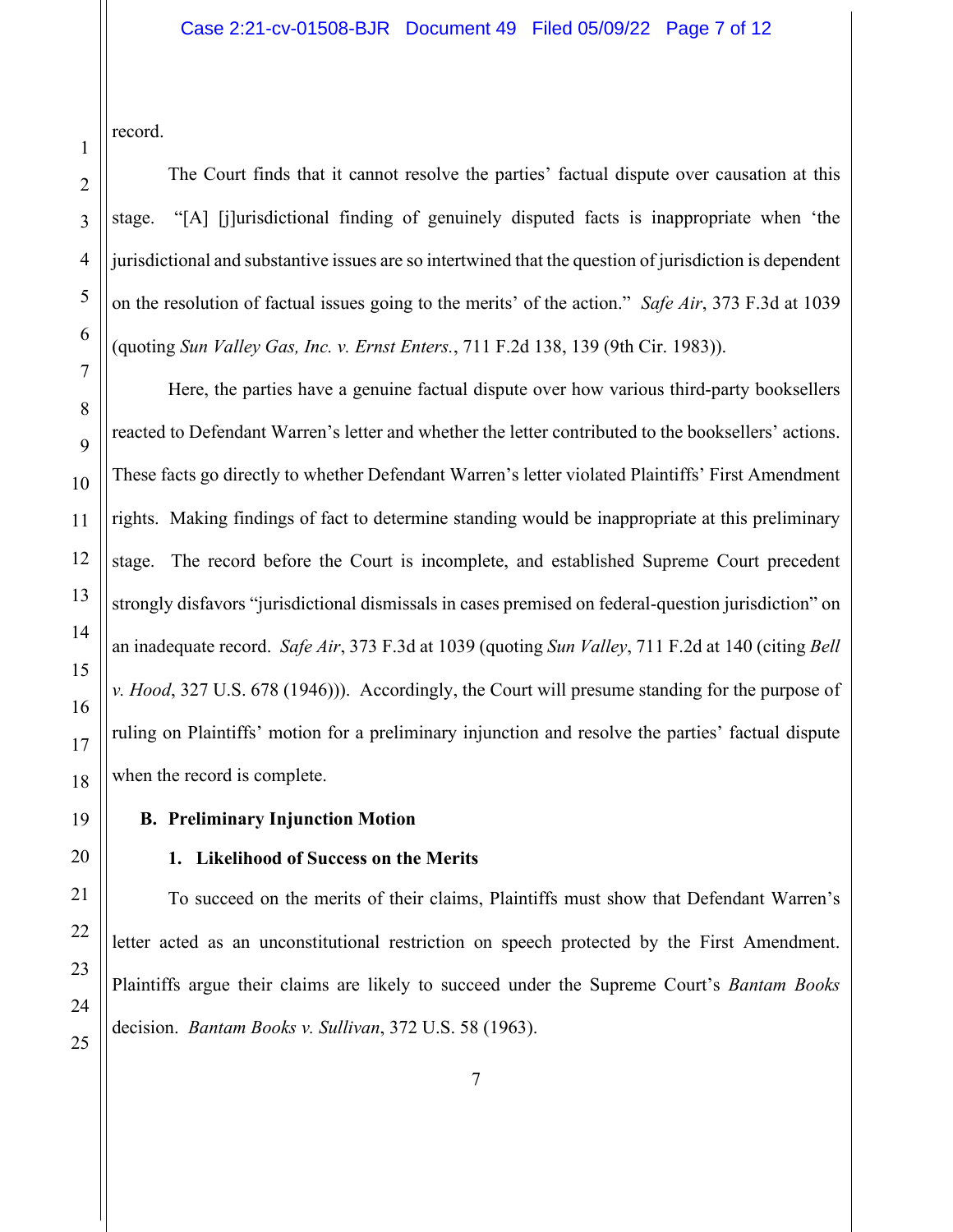record.

The Court finds that it cannot resolve the parties' factual dispute over causation at this stage. "[A] [j]urisdictional finding of genuinely disputed facts is inappropriate when 'the jurisdictional and substantive issues are so intertwined that the question of jurisdiction is dependent on the resolution of factual issues going to the merits' of the action." *Safe Air*, 373 F.3d at 1039 (quoting *Sun Valley Gas, Inc. v. Ernst Enters.*, 711 F.2d 138, 139 (9th Cir. 1983)).

Here, the parties have a genuine factual dispute over how various third-party booksellers reacted to Defendant Warren's letter and whether the letter contributed to the booksellers' actions. These facts go directly to whether Defendant Warren's letter violated Plaintiffs' First Amendment rights. Making findings of fact to determine standing would be inappropriate at this preliminary stage. The record before the Court is incomplete, and established Supreme Court precedent strongly disfavors "jurisdictional dismissals in cases premised on federal-question jurisdiction" on an inadequate record. *Safe Air*, 373 F.3d at 1039 (quoting *Sun Valley*, 711 F.2d at 140 (citing *Bell v. Hood*, 327 U.S. 678 (1946))). Accordingly, the Court will presume standing for the purpose of ruling on Plaintiffs' motion for a preliminary injunction and resolve the parties' factual dispute when the record is complete.

### B. Preliminary Injunction Motion

#### 1. Likelihood of Success on the Merits

To succeed on the merits of their claims, Plaintiffs must show that Defendant Warren's letter acted as an unconstitutional restriction on speech protected by the First Amendment. Plaintiffs argue their claims are likely to succeed under the Supreme Court's *Bantam Books* decision. *Bantam Books v. Sullivan*, 372 U.S. 58 (1963).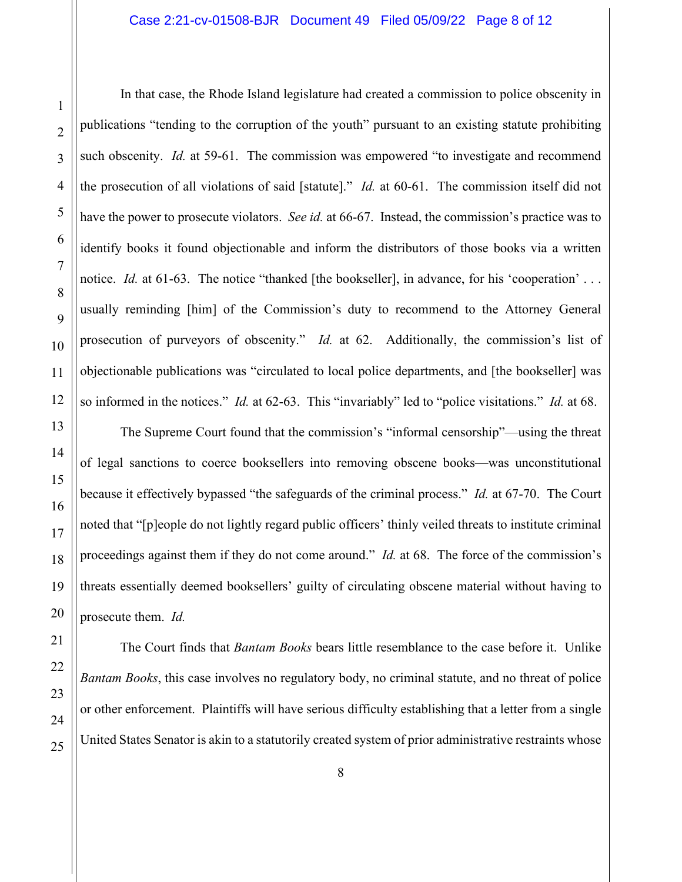In that case, the Rhode Island legislature had created a commission to police obscenity in publications "tending to the corruption of the youth" pursuant to an existing statute prohibiting such obscenity. *Id.* at 59-61. The commission was empowered "to investigate and recommend the prosecution of all violations of said [statute]." *Id.* at 60-61. The commission itself did not have the power to prosecute violators. *See id.* at 66-67. Instead, the commission's practice was to identify books it found objectionable and inform the distributors of those books via a written notice. *Id.* at 61-63. The notice "thanked [the bookseller], in advance, for his 'cooperation' . . . usually reminding [him] of the Commission's duty to recommend to the Attorney General prosecution of purveyors of obscenity." *Id.* at 62. Additionally, the commission's list of objectionable publications was "circulated to local police departments, and [the bookseller] was so informed in the notices." *Id.* at 62-63. This "invariably" led to "police visitations." *Id.* at 68.

The Supreme Court found that the commission's "informal censorship"—using the threat of legal sanctions to coerce booksellers into removing obscene books—was unconstitutional because it effectively bypassed "the safeguards of the criminal process." *Id.* at 67-70. The Court noted that "[p]eople do not lightly regard public officers' thinly veiled threats to institute criminal proceedings against them if they do not come around." *Id.* at 68. The force of the commission's threats essentially deemed booksellers' guilty of circulating obscene material without having to prosecute them. *Id.*

The Court finds that *Bantam Books* bears little resemblance to the case before it. Unlike *Bantam Books*, this case involves no regulatory body, no criminal statute, and no threat of police or other enforcement. Plaintiffs will have serious difficulty establishing that a letter from a single United States Senator is akin to a statutorily created system of prior administrative restraints whose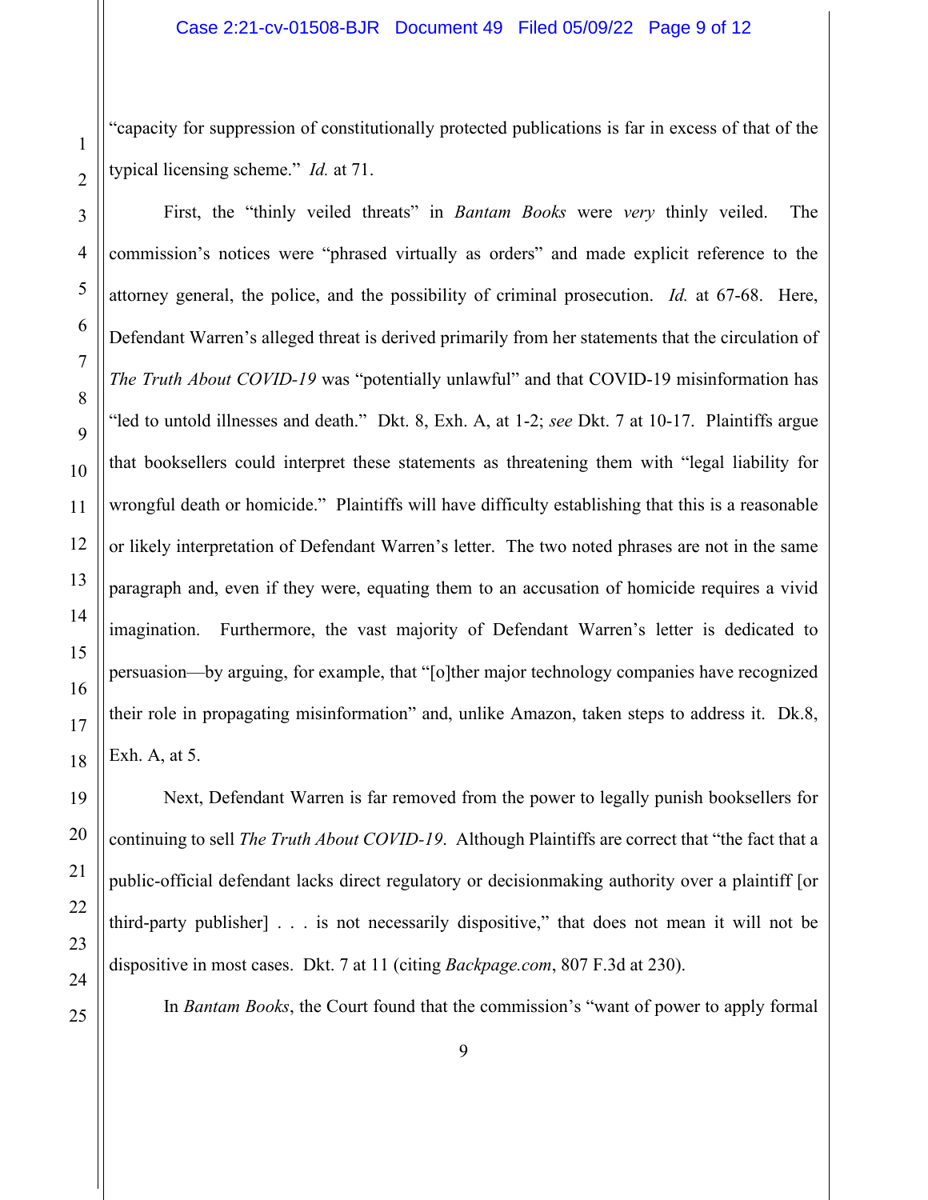"capacity for suppression of constitutionally protected publications is far in excess of that of the typical licensing scheme." *Id.* at 71.

First, the "thinly veiled threats" in *Bantam Books* were *very* thinly veiled. The commission's notices were "phrased virtually as orders" and made explicit reference to the attorney general, the police, and the possibility of criminal prosecution. *Id.* at 67-68. Here, Defendant Warren's alleged threat is derived primarily from her statements that the circulation of *The Truth About COVID-19* was "potentially unlawful" and that COVID-19 misinformation has "led to untold illnesses and death." Dkt. 8, Exh. A, at 1-2; *see* Dkt. 7 at 10-17. Plaintiffs argue that booksellers could interpret these statements as threatening them with "legal liability for wrongful death or homicide." Plaintiffs will have difficulty establishing that this is a reasonable or likely interpretation of Defendant Warren's letter. The two noted phrases are not in the same paragraph and, even if they were, equating them to an accusation of homicide requires a vivid imagination. Furthermore, the vast majority of Defendant Warren's letter is dedicated to persuasion—by arguing, for example, that "[o]ther major technology companies have recognized their role in propagating misinformation" and, unlike Amazon, taken steps to address it. Dk.8, Exh. A, at 5.

Next, Defendant Warren is far removed from the power to legally punish booksellers for continuing to sell *The Truth About COVID-19*. Although Plaintiffs are correct that "the fact that a public-official defendant lacks direct regulatory or decisionmaking authority over a plaintiff [or third-party publisher] . . . is not necessarily dispositive," that does not mean it will not be dispositive in most cases. Dkt. 7 at 11 (citing *Backpage.com*, 807 F.3d at 230).

In *Bantam Books*, the Court found that the commission's "want of power to apply formal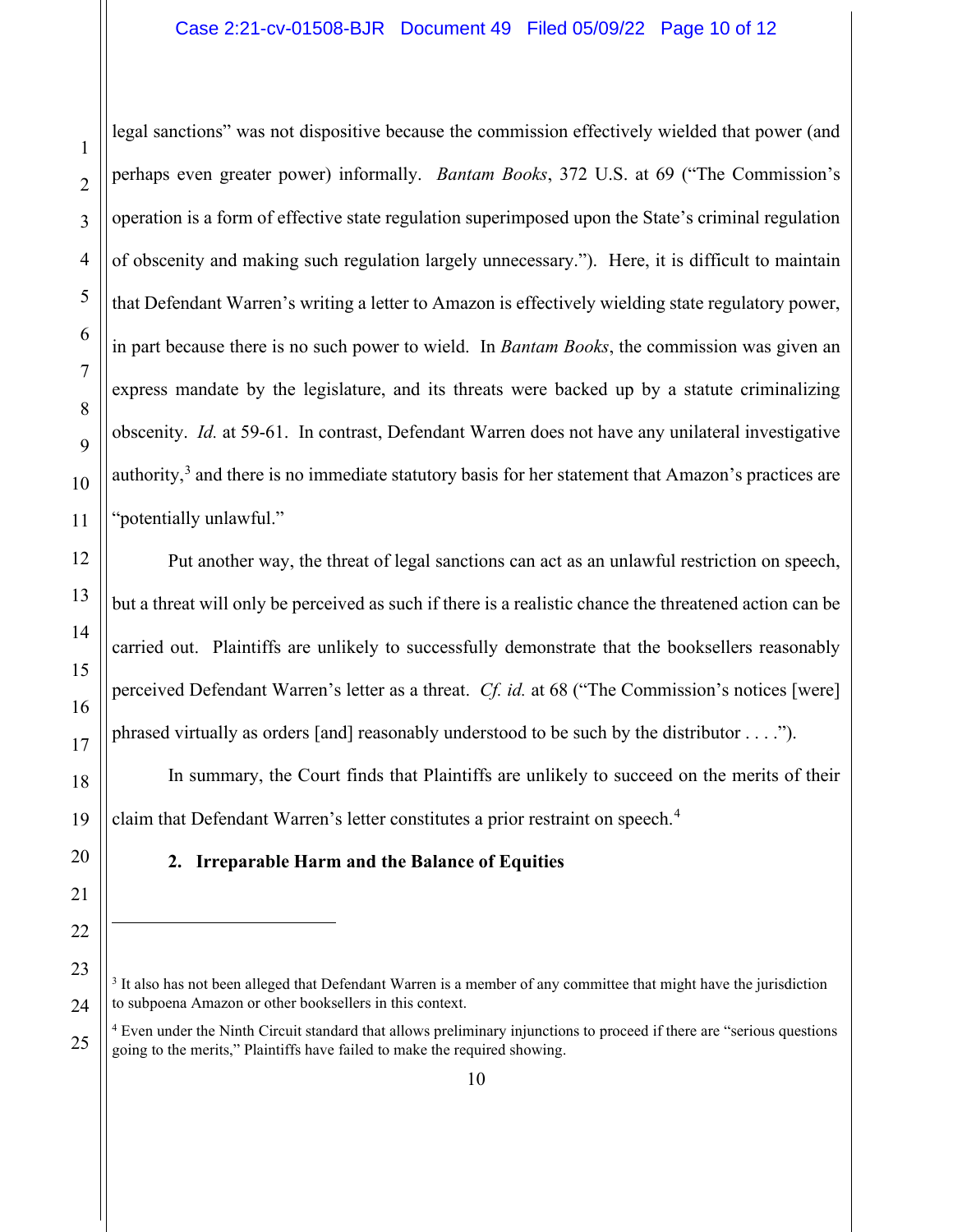legal sanctions" was not dispositive because the commission effectively wielded that power (and perhaps even greater power) informally. *Bantam Books*, 372 U.S. at 69 ("The Commission's operation is a form of effective state regulation superimposed upon the State's criminal regulation of obscenity and making such regulation largely unnecessary."). Here, it is difficult to maintain that Defendant Warren's writing a letter to Amazon is effectively wielding state regulatory power, in part because there is no such power to wield. In *Bantam Books*, the commission was given an express mandate by the legislature, and its threats were backed up by a statute criminalizing obscenity. *Id.* at 59-61. In contrast, Defendant Warren does not have any unilateral investigative authority,[3] and there is no immediate statutory basis for her statement that Amazon's practices are "potentially unlawful."

Put another way, the threat of legal sanctions can act as an unlawful restriction on speech, but a threat will only be perceived as such if there is a realistic chance the threatened action can be carried out. Plaintiffs are unlikely to successfully demonstrate that the booksellers reasonably perceived Defendant Warren's letter as a threat. *Cf. id.* at 68 ("The Commission's notices [were] phrased virtually as orders [and] reasonably understood to be such by the distributor . . . .").

In summary, the Court finds that Plaintiffs are unlikely to succeed on the merits of their claim that Defendant Warren's letter constitutes a prior restraint on speech.[4]

**2. Irreparable Harm and the Balance of Equities**

---

[3] It also has not been alleged that Defendant Warren is a member of any committee that might have the jurisdiction to subpoena Amazon or other booksellers in this context.

[4] Even under the Ninth Circuit standard that allows preliminary injunctions to proceed if there are "serious questions going to the merits," Plaintiffs have failed to make the required showing.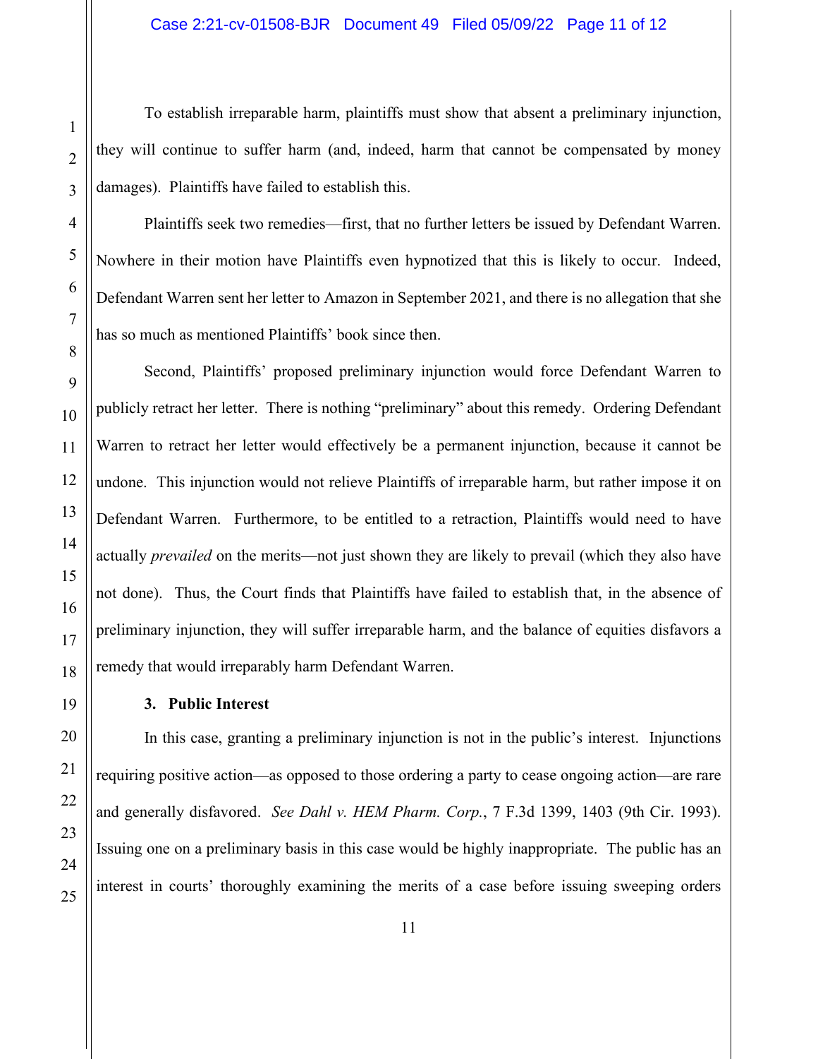To establish irreparable harm, plaintiffs must show that absent a preliminary injunction, they will continue to suffer harm (and, indeed, harm that cannot be compensated by money damages). Plaintiffs have failed to establish this.

Plaintiffs seek two remedies—first, that no further letters be issued by Defendant Warren. Nowhere in their motion have Plaintiffs even hypnotized that this is likely to occur. Indeed, Defendant Warren sent her letter to Amazon in September 2021, and there is no allegation that she has so much as mentioned Plaintiffs' book since then.

Second, Plaintiffs' proposed preliminary injunction would force Defendant Warren to publicly retract her letter. There is nothing "preliminary" about this remedy. Ordering Defendant Warren to retract her letter would effectively be a permanent injunction, because it cannot be undone. This injunction would not relieve Plaintiffs of irreparable harm, but rather impose it on Defendant Warren. Furthermore, to be entitled to a retraction, Plaintiffs would need to have actually *prevailed* on the merits—not just shown they are likely to prevail (which they also have not done). Thus, the Court finds that Plaintiffs have failed to establish that, in the absence of preliminary injunction, they will suffer irreparable harm, and the balance of equities disfavors a remedy that would irreparably harm Defendant Warren.

**3. Public Interest**

In this case, granting a preliminary injunction is not in the public's interest. Injunctions requiring positive action—as opposed to those ordering a party to cease ongoing action—are rare and generally disfavored. *See Dahl v. HEM Pharm. Corp.*, 7 F.3d 1399, 1403 (9th Cir. 1993). Issuing one on a preliminary basis in this case would be highly inappropriate. The public has an interest in courts' thoroughly examining the merits of a case before issuing sweeping orders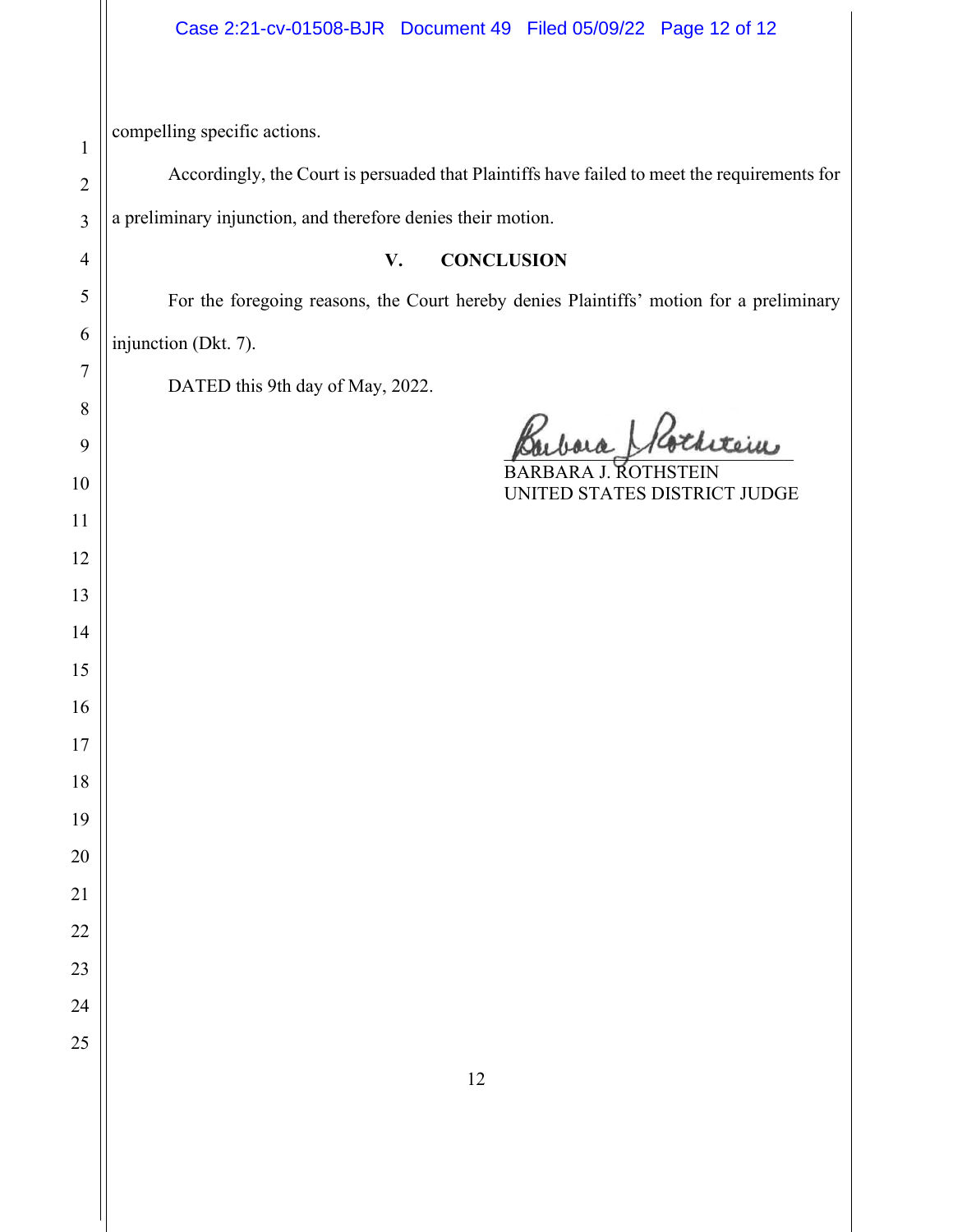compelling specific actions.

Accordingly, the Court is persuaded that Plaintiffs have failed to meet the requirements for a preliminary injunction, and therefore denies their motion.

## V. CONCLUSION

For the foregoing reasons, the Court hereby denies Plaintiffs' motion for a preliminary injunction (Dkt. 7).

DATED this 9th day of May, 2022.

BARBARA J. ROTHSTEIN
UNITED STATES DISTRICT JUDGE